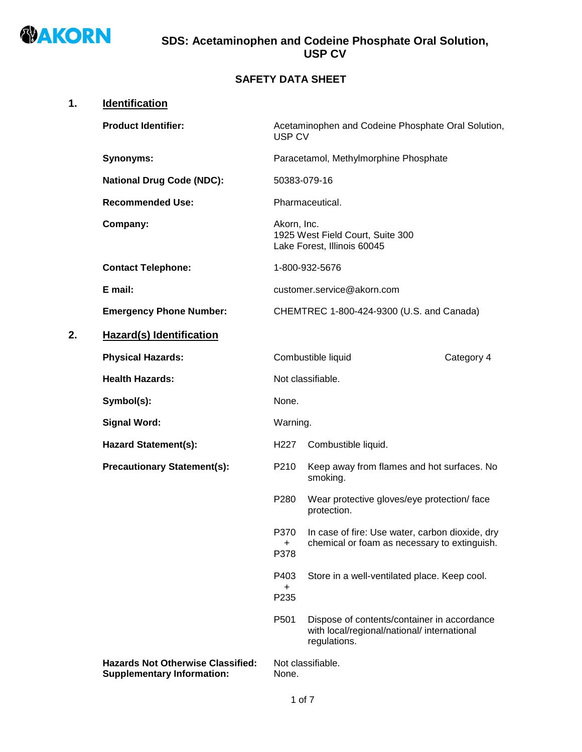# SDS: Acetaminophen and Codeine Phosphate Oral Solution, USP CV

## SAFETY DATA SHEET

## 1. Identification

**Product Identifier:** Acetaminophen and Codeine Phosphate Oral Solution, USP CV

**Synonyms:** Paracetamol, Methylmorphine Phosphate

**National Drug Code (NDC):** 50383-079-16

**Recommended Use:** Pharmaceutical.

**Company:** Akorn, Inc.
1925 West Field Court, Suite 300
Lake Forest, Illinois 60045

**Contact Telephone:** 1-800-932-5676

**E mail:** customer.service@akorn.com

**Emergency Phone Number:** CHEMTREC 1-800-424-9300 (U.S. and Canada)

## 2. Hazard(s) Identification

**Physical Hazards:** Combustible liquid — Category 4

**Health Hazards:** Not classifiable.

**Symbol(s):** None.

**Signal Word:** Warning.

**Hazard Statement(s):**

- H227 Combustible liquid.

**Precautionary Statement(s):**

- P210 Keep away from flames and hot surfaces. No smoking.
- P280 Wear protective gloves/eye protection/ face protection.
- P370 + P378 In case of fire: Use water, carbon dioxide, dry chemical or foam as necessary to extinguish.
- P403 + P235 Store in a well-ventilated place. Keep cool.
- P501 Dispose of contents/container in accordance with local/regional/national/ international regulations.

**Hazards Not Otherwise Classified:** Not classifiable.
**Supplementary Information:** None.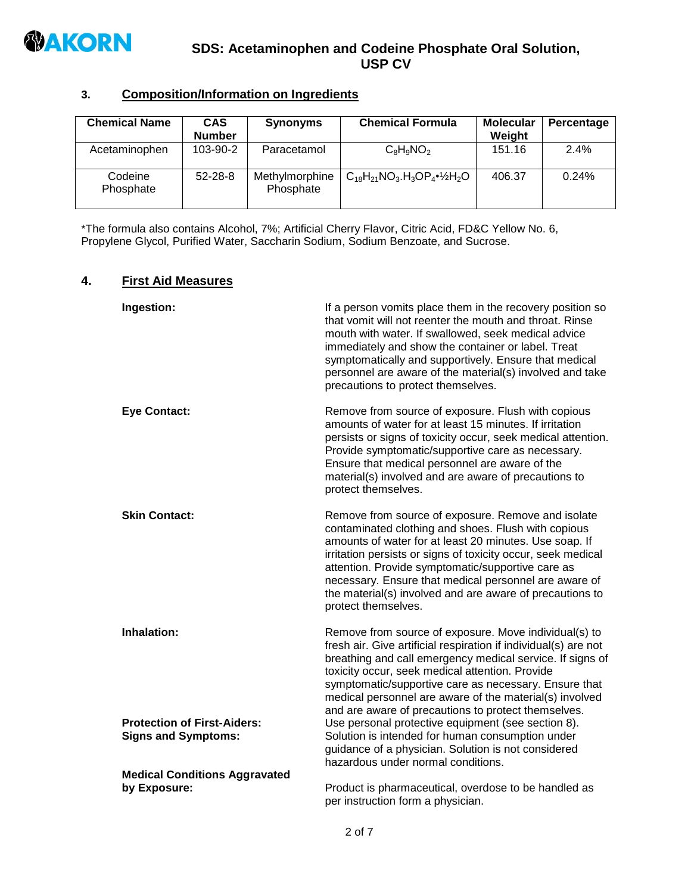## 3. Composition/Information on Ingredients

| Chemical Name | CAS Number | Synonyms | Chemical Formula | Molecular Weight | Percentage |
|---|---|---|---|---|---|
| Acetaminophen | 103-90-2 | Paracetamol | $C_8H_9NO_2$ | 151.16 | 2.4% |
| Codeine Phosphate | 52-28-8 | Methylmorphine Phosphate | $C_{18}H_{21}NO_3.H_3OP_4•½H_2O$ | 406.37 | 0.24% |

*The formula also contains Alcohol, 7%; Artificial Cherry Flavor, Citric Acid, FD&C Yellow No. 6, Propylene Glycol, Purified Water, Saccharin Sodium, Sodium Benzoate, and Sucrose.

## 4. First Aid Measures

**Ingestion:** If a person vomits place them in the recovery position so that vomit will not reenter the mouth and throat. Rinse mouth with water. If swallowed, seek medical advice immediately and show the container or label. Treat symptomatically and supportively. Ensure that medical personnel are aware of the material(s) involved and take precautions to protect themselves.

**Eye Contact:** Remove from source of exposure. Flush with copious amounts of water for at least 15 minutes. If irritation persists or signs of toxicity occur, seek medical attention. Provide symptomatic/supportive care as necessary. Ensure that medical personnel are aware of the material(s) involved and are aware of precautions to protect themselves.

**Skin Contact:** Remove from source of exposure. Remove and isolate contaminated clothing and shoes. Flush with copious amounts of water for at least 20 minutes. Use soap. If irritation persists or signs of toxicity occur, seek medical attention. Provide symptomatic/supportive care as necessary. Ensure that medical personnel are aware of the material(s) involved and are aware of precautions to protect themselves.

**Inhalation:** Remove from source of exposure. Move individual(s) to fresh air. Give artificial respiration if individual(s) are not breathing and call emergency medical service. If signs of toxicity occur, seek medical attention. Provide symptomatic/supportive care as necessary. Ensure that medical personnel are aware of the material(s) involved and are aware of precautions to protect themselves.

**Protection of First-Aiders:** Use personal protective equipment (see section 8).

**Signs and Symptoms:** Solution is intended for human consumption under guidance of a physician. Solution is not considered hazardous under normal conditions.

**Medical Conditions Aggravated by Exposure:** Product is pharmaceutical, overdose to be handled as per instruction form a physician.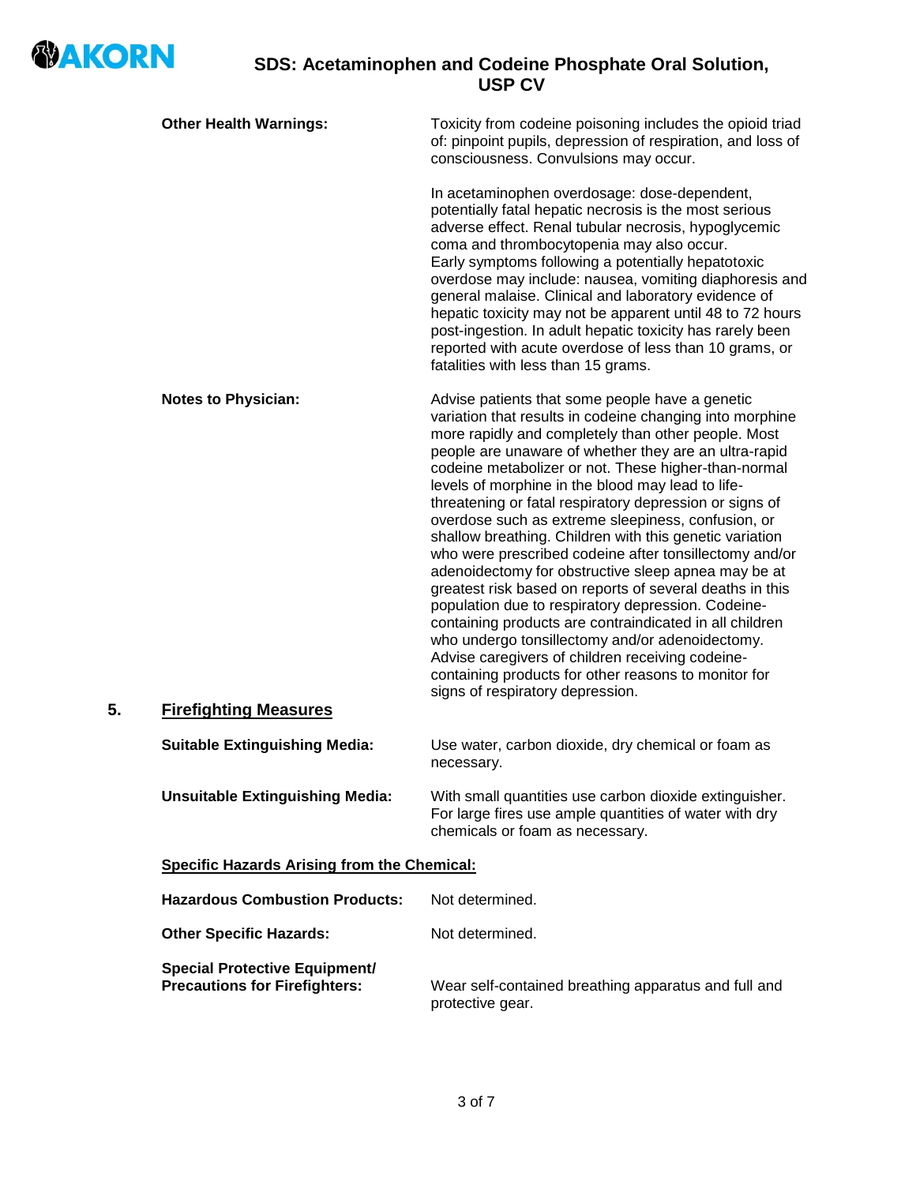**Other Health Warnings:** Toxicity from codeine poisoning includes the opioid triad of: pinpoint pupils, depression of respiration, and loss of consciousness. Convulsions may occur.

In acetaminophen overdosage: dose-dependent, potentially fatal hepatic necrosis is the most serious adverse effect. Renal tubular necrosis, hypoglycemic coma and thrombocytopenia may also occur. Early symptoms following a potentially hepatotoxic overdose may include: nausea, vomiting diaphoresis and general malaise. Clinical and laboratory evidence of hepatic toxicity may not be apparent until 48 to 72 hours post-ingestion. In adult hepatic toxicity has rarely been reported with acute overdose of less than 10 grams, or fatalities with less than 15 grams.

**Notes to Physician:** Advise patients that some people have a genetic variation that results in codeine changing into morphine more rapidly and completely than other people. Most people are unaware of whether they are an ultra-rapid codeine metabolizer or not. These higher-than-normal levels of morphine in the blood may lead to life-threatening or fatal respiratory depression or signs of overdose such as extreme sleepiness, confusion, or shallow breathing. Children with this genetic variation who were prescribed codeine after tonsillectomy and/or adenoidectomy for obstructive sleep apnea may be at greatest risk based on reports of several deaths in this population due to respiratory depression. Codeine-containing products are contraindicated in all children who undergo tonsillectomy and/or adenoidectomy. Advise caregivers of children receiving codeine-containing products for other reasons to monitor for signs of respiratory depression.

## 5. Firefighting Measures

**Suitable Extinguishing Media:** Use water, carbon dioxide, dry chemical or foam as necessary.

**Unsuitable Extinguishing Media:** With small quantities use carbon dioxide extinguisher. For large fires use ample quantities of water with dry chemicals or foam as necessary.

**Specific Hazards Arising from the Chemical:**

**Hazardous Combustion Products:** Not determined.

**Other Specific Hazards:** Not determined.

**Special Protective Equipment/ Precautions for Firefighters:** Wear self-contained breathing apparatus and full and protective gear.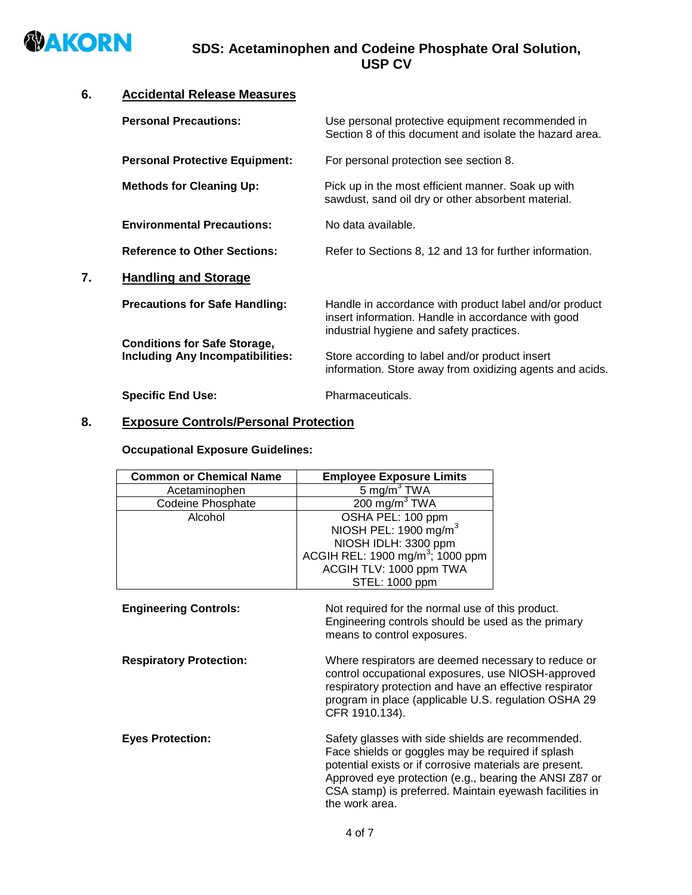## 6. Accidental Release Measures

**Personal Precautions:** Use personal protective equipment recommended in Section 8 of this document and isolate the hazard area.

**Personal Protective Equipment:** For personal protection see section 8.

**Methods for Cleaning Up:** Pick up in the most efficient manner. Soak up with sawdust, sand oil dry or other absorbent material.

**Environmental Precautions:** No data available.

**Reference to Other Sections:** Refer to Sections 8, 12 and 13 for further information.

## 7. Handling and Storage

**Precautions for Safe Handling:** Handle in accordance with product label and/or product insert information. Handle in accordance with good industrial hygiene and safety practices.

**Conditions for Safe Storage, Including Any Incompatibilities:** Store according to label and/or product insert information. Store away from oxidizing agents and acids.

**Specific End Use:** Pharmaceuticals.

## 8. Exposure Controls/Personal Protection

**Occupational Exposure Guidelines:**

| Common or Chemical Name | Employee Exposure Limits |
|---|---|
| Acetaminophen | 5 $mg/m^3$ TWA |
| Codeine Phosphate | 200 $mg/m^3$ TWA |
| Alcohol | OSHA PEL: 100 ppm<br>NIOSH PEL: 1900 $mg/m^3$<br>NIOSH IDLH: 3300 ppm<br>ACGIH REL: 1900 $mg/m^3$; 1000 ppm<br>ACGIH TLV: 1000 ppm TWA<br>STEL: 1000 ppm |

**Engineering Controls:** Not required for the normal use of this product. Engineering controls should be used as the primary means to control exposures.

**Respiratory Protection:** Where respirators are deemed necessary to reduce or control occupational exposures, use NIOSH-approved respiratory protection and have an effective respirator program in place (applicable U.S. regulation OSHA 29 CFR 1910.134).

**Eyes Protection:** Safety glasses with side shields are recommended. Face shields or goggles may be required if splash potential exists or if corrosive materials are present. Approved eye protection (e.g., bearing the ANSI Z87 or CSA stamp) is preferred. Maintain eyewash facilities in the work area.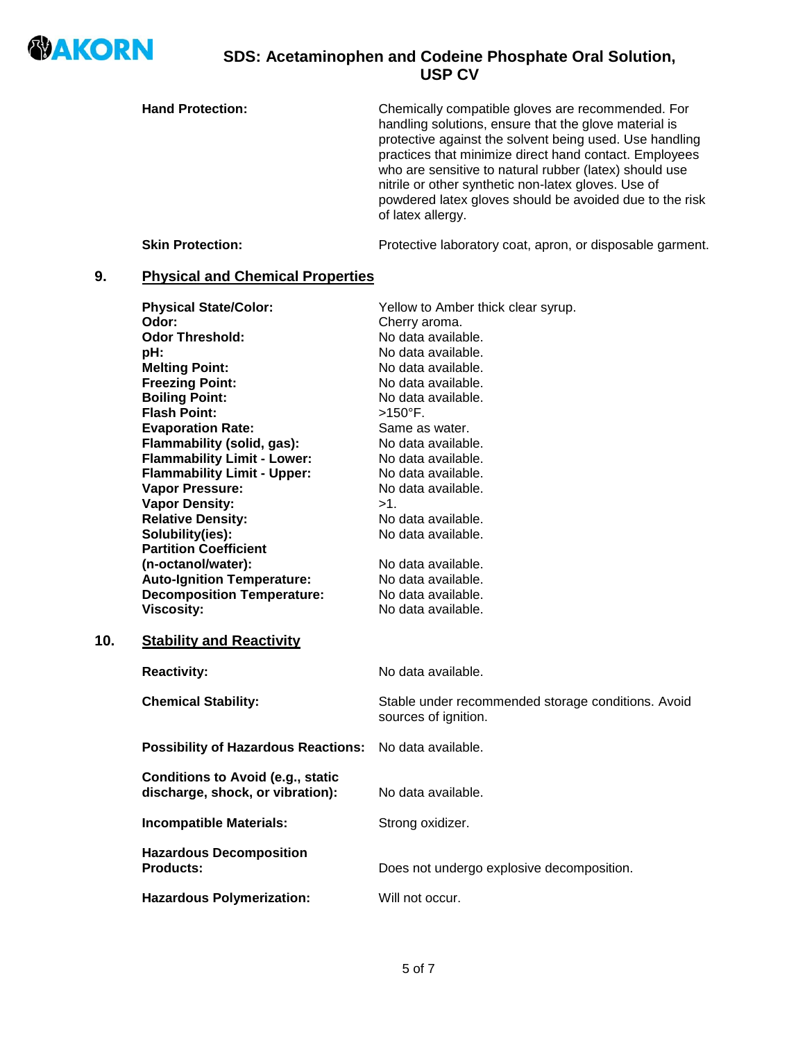**Hand Protection:** Chemically compatible gloves are recommended. For handling solutions, ensure that the glove material is protective against the solvent being used. Use handling practices that minimize direct hand contact. Employees who are sensitive to natural rubber (latex) should use nitrile or other synthetic non-latex gloves. Use of powdered latex gloves should be avoided due to the risk of latex allergy.

**Skin Protection:** Protective laboratory coat, apron, or disposable garment.

## 9. Physical and Chemical Properties

| | |
|---|---|
| **Physical State/Color:** | Yellow to Amber thick clear syrup. |
| **Odor:** | Cherry aroma. |
| **Odor Threshold:** | No data available. |
| **pH:** | No data available. |
| **Melting Point:** | No data available. |
| **Freezing Point:** | No data available. |
| **Boiling Point:** | No data available. |
| **Flash Point:** | >150°F. |
| **Evaporation Rate:** | Same as water. |
| **Flammability (solid, gas):** | No data available. |
| **Flammability Limit - Lower:** | No data available. |
| **Flammability Limit - Upper:** | No data available. |
| **Vapor Pressure:** | No data available. |
| **Vapor Density:** | >1. |
| **Relative Density:** | No data available. |
| **Solubility(ies):** | No data available. |
| **Partition Coefficient (n-octanol/water):** | No data available. |
| **Auto-Ignition Temperature:** | No data available. |
| **Decomposition Temperature:** | No data available. |
| **Viscosity:** | No data available. |

## 10. Stability and Reactivity

**Reactivity:** No data available.

**Chemical Stability:** Stable under recommended storage conditions. Avoid sources of ignition.

**Possibility of Hazardous Reactions:** No data available.

**Conditions to Avoid (e.g., static discharge, shock, or vibration):** No data available.

**Incompatible Materials:** Strong oxidizer.

**Hazardous Decomposition Products:** Does not undergo explosive decomposition.

**Hazardous Polymerization:** Will not occur.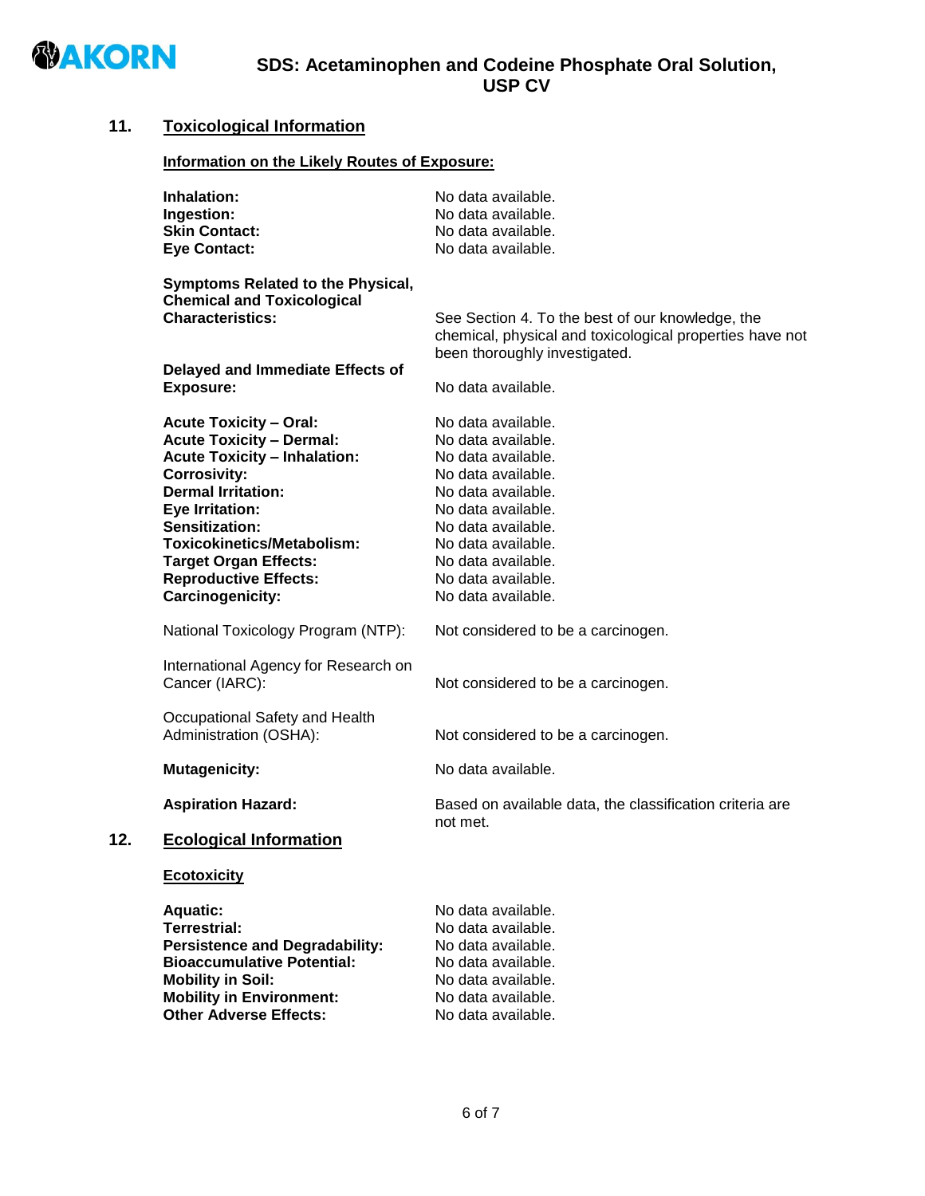## 11. Toxicological Information

### Information on the Likely Routes of Exposure:

| | |
|---|---|
| **Inhalation:** | No data available. |
| **Ingestion:** | No data available. |
| **Skin Contact:** | No data available. |
| **Eye Contact:** | No data available. |

| | |
|---|---|
| **Symptoms Related to the Physical, Chemical and Toxicological Characteristics:** | See Section 4. To the best of our knowledge, the chemical, physical and toxicological properties have not been thoroughly investigated. |
| **Delayed and Immediate Effects of Exposure:** | No data available. |

| | |
|---|---|
| **Acute Toxicity – Oral:** | No data available. |
| **Acute Toxicity – Dermal:** | No data available. |
| **Acute Toxicity – Inhalation:** | No data available. |
| **Corrosivity:** | No data available. |
| **Dermal Irritation:** | No data available. |
| **Eye Irritation:** | No data available. |
| **Sensitization:** | No data available. |
| **Toxicokinetics/Metabolism:** | No data available. |
| **Target Organ Effects:** | No data available. |
| **Reproductive Effects:** | No data available. |
| **Carcinogenicity:** | No data available. |
| National Toxicology Program (NTP): | Not considered to be a carcinogen. |
| International Agency for Research on Cancer (IARC): | Not considered to be a carcinogen. |
| Occupational Safety and Health Administration (OSHA): | Not considered to be a carcinogen. |
| **Mutagenicity:** | No data available. |
| **Aspiration Hazard:** | Based on available data, the classification criteria are not met. |

## 12. Ecological Information

### Ecotoxicity

| | |
|---|---|
| **Aquatic:** | No data available. |
| **Terrestrial:** | No data available. |
| **Persistence and Degradability:** | No data available. |
| **Bioaccumulative Potential:** | No data available. |
| **Mobility in Soil:** | No data available. |
| **Mobility in Environment:** | No data available. |
| **Other Adverse Effects:** | No data available. |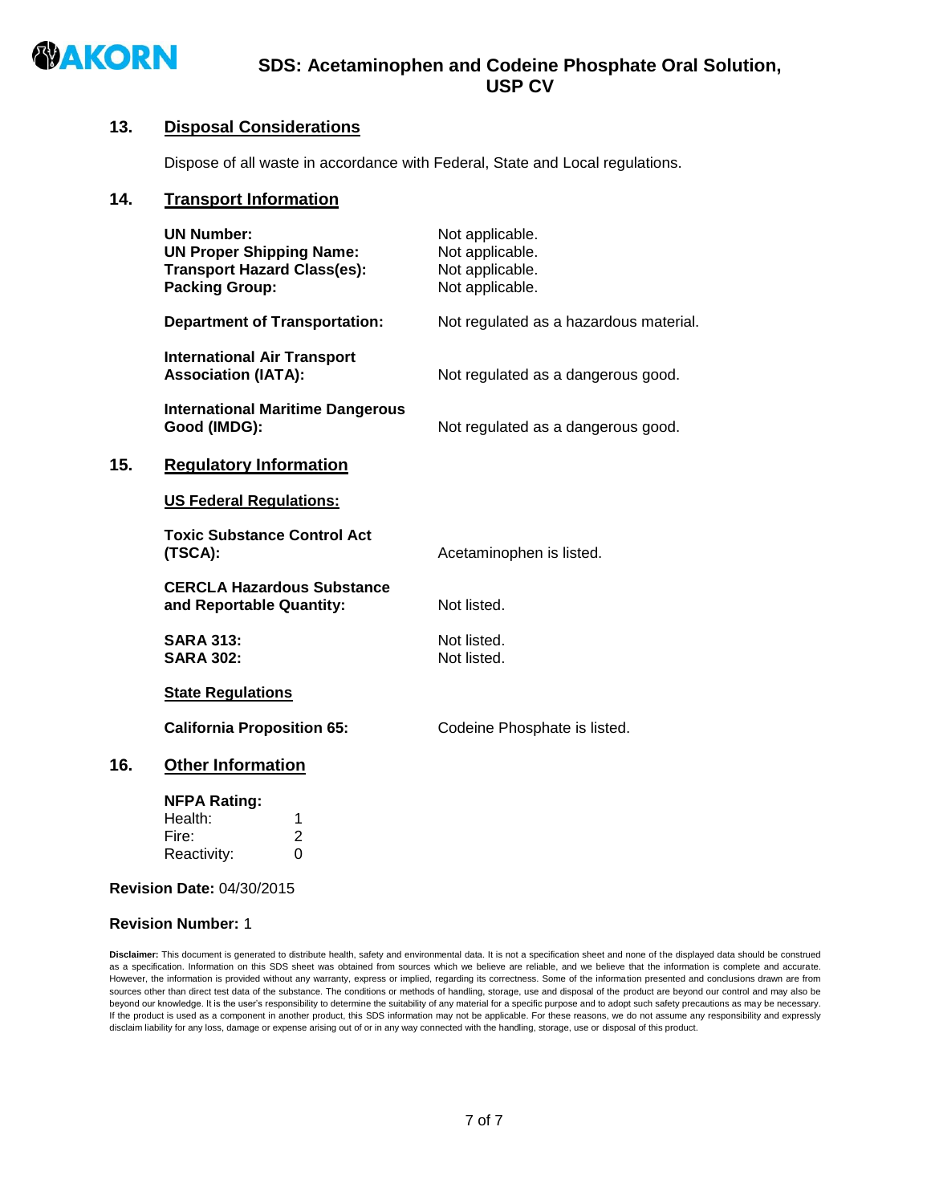## 13. Disposal Considerations

Dispose of all waste in accordance with Federal, State and Local regulations.

## 14. Transport Information

| | |
|---|---|
| **UN Number:** | Not applicable. |
| **UN Proper Shipping Name:** | Not applicable. |
| **Transport Hazard Class(es):** | Not applicable. |
| **Packing Group:** | Not applicable. |
| **Department of Transportation:** | Not regulated as a hazardous material. |
| **International Air Transport Association (IATA):** | Not regulated as a dangerous good. |
| **International Maritime Dangerous Good (IMDG):** | Not regulated as a dangerous good. |

## 15. Regulatory Information

### US Federal Regulations:

| | |
|---|---|
| **Toxic Substance Control Act (TSCA):** | Acetaminophen is listed. |
| **CERCLA Hazardous Substance and Reportable Quantity:** | Not listed. |
| **SARA 313:** | Not listed. |
| **SARA 302:** | Not listed. |

### State Regulations

| | |
|---|---|
| **California Proposition 65:** | Codeine Phosphate is listed. |

## 16. Other Information

**NFPA Rating:**

| | |
|---|---|
| Health: | 1 |
| Fire: | 2 |
| Reactivity: | 0 |

**Revision Date:** 04/30/2015

**Revision Number:** 1

**Disclaimer:** This document is generated to distribute health, safety and environmental data. It is not a specification sheet and none of the displayed data should be construed as a specification. Information on this SDS sheet was obtained from sources which we believe are reliable, and we believe that the information is complete and accurate. However, the information is provided without any warranty, express or implied, regarding its correctness. Some of the information presented and conclusions drawn are from sources other than direct test data of the substance. The conditions or methods of handling, storage, use and disposal of the product are beyond our control and may also be beyond our knowledge. It is the user's responsibility to determine the suitability of any material for a specific purpose and to adopt such safety precautions as may be necessary. If the product is used as a component in another product, this SDS information may not be applicable. For these reasons, we do not assume any responsibility and expressly disclaim liability for any loss, damage or expense arising out of or in any way connected with the handling, storage, use or disposal of this product.